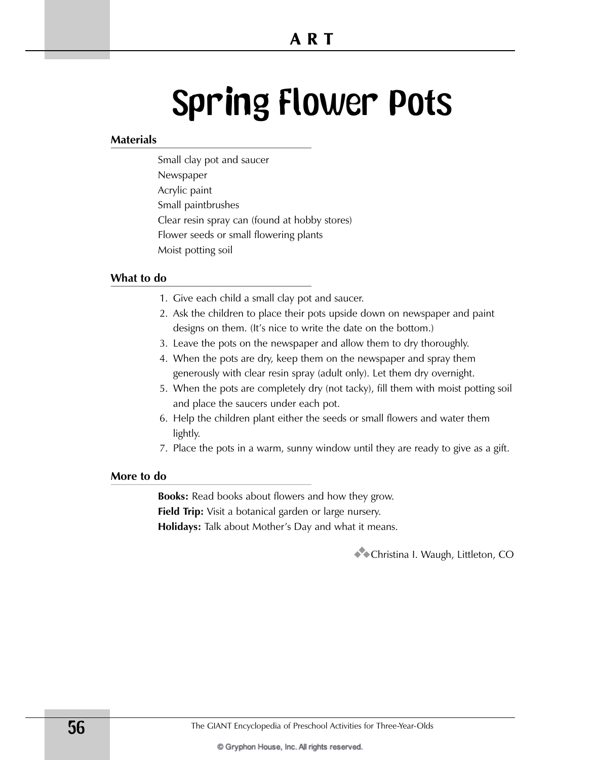# Spring Flower Pots

## Materials

Small clay pot and saucer
Newspaper
Acrylic paint
Small paintbrushes
Clear resin spray can (found at hobby stores)
Flower seeds or small flowering plants
Moist potting soil

## What to do

1. Give each child a small clay pot and saucer.
2. Ask the children to place their pots upside down on newspaper and paint designs on them. (It's nice to write the date on the bottom.)
3. Leave the pots on the newspaper and allow them to dry thoroughly.
4. When the pots are dry, keep them on the newspaper and spray them generously with clear resin spray (adult only). Let them dry overnight.
5. When the pots are completely dry (not tacky), fill them with moist potting soil and place the saucers under each pot.
6. Help the children plant either the seeds or small flowers and water them lightly.
7. Place the pots in a warm, sunny window until they are ready to give as a gift.

## More to do

**Books:** Read books about flowers and how they grow.
**Field Trip:** Visit a botanical garden or large nursery.
**Holidays:** Talk about Mother's Day and what it means.

Christina I. Waugh, Littleton, CO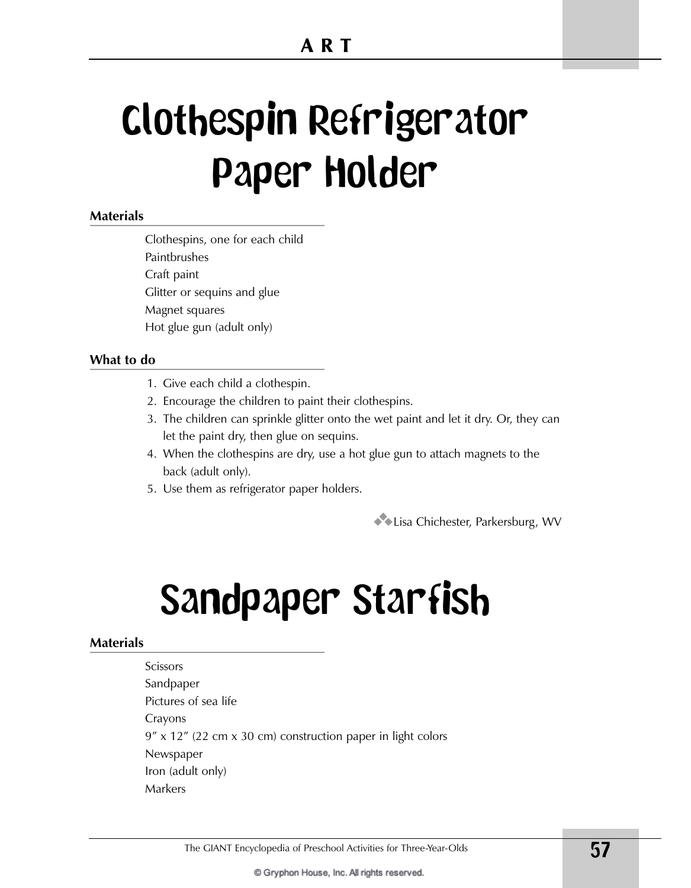# Clothespin Refrigerator Paper Holder

**Materials**

Clothespins, one for each child
Paintbrushes
Craft paint
Glitter or sequins and glue
Magnet squares
Hot glue gun (adult only)

**What to do**

1. Give each child a clothespin.
2. Encourage the children to paint their clothespins.
3. The children can sprinkle glitter onto the wet paint and let it dry. Or, they can let the paint dry, then glue on sequins.
4. When the clothespins are dry, use a hot glue gun to attach magnets to the back (adult only).
5. Use them as refrigerator paper holders.

Lisa Chichester, Parkersburg, WV

# Sandpaper Starfish

**Materials**

Scissors
Sandpaper
Pictures of sea life
Crayons
9″ x 12″ (22 cm x 30 cm) construction paper in light colors
Newspaper
Iron (adult only)
Markers